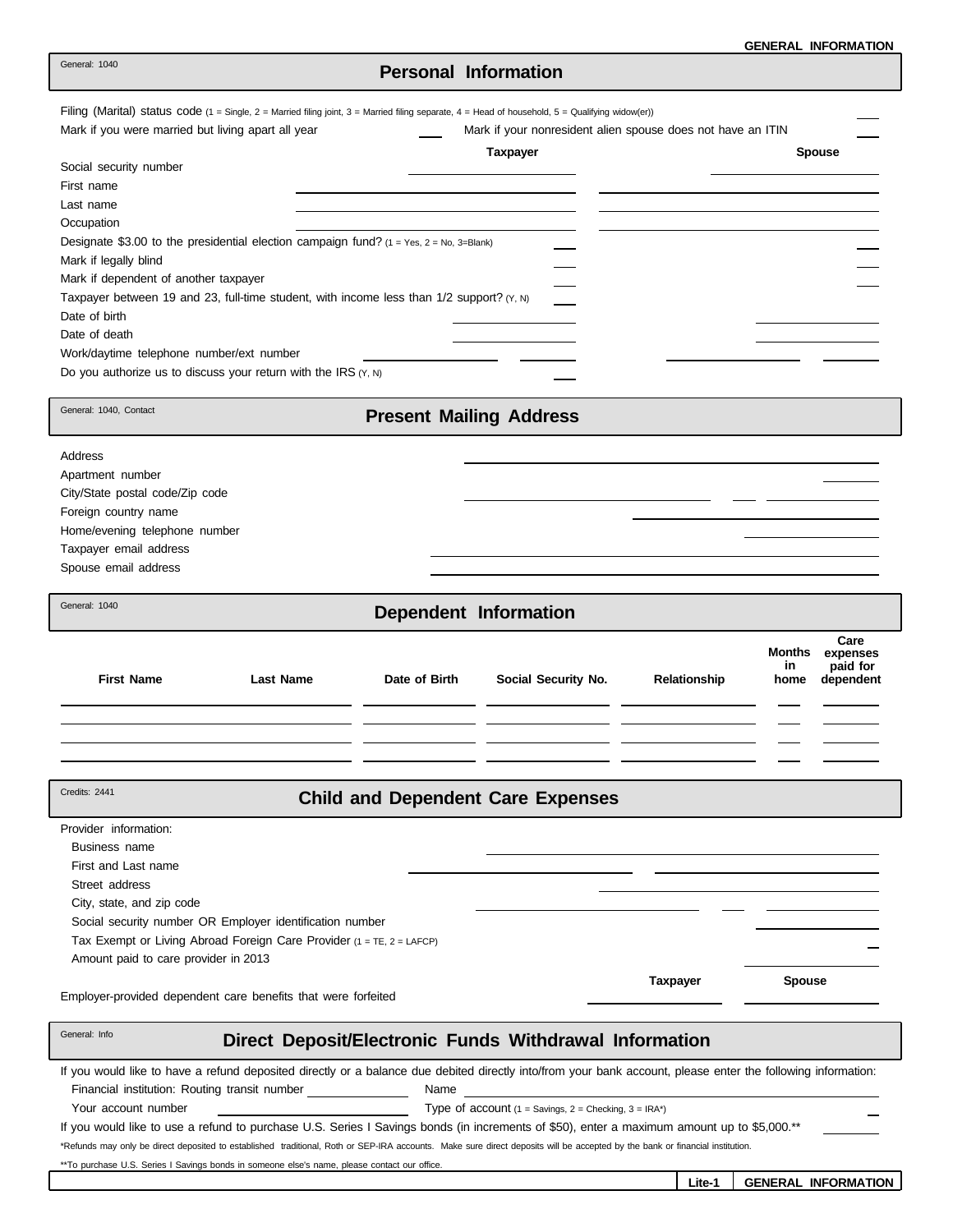# GENERAL INFORMATION

General: 1040

## Personal Information

Filing (Marital) status code (1 = Single, 2 = Married filing joint, 3 = Married filing separate, 4 = Head of household, 5 = Qualifying widow(er)) ___

Mark if you were married but living apart all year ___ Mark if your nonresident alien spouse does not have an ITIN ___

| | Taxpayer | Spouse |
|---|---|---|
| Social security number | | |
| First name | | |
| Last name | | |
| Occupation | | |
| Designate $3.00 to the presidential election campaign fund? (1 = Yes, 2 = No, 3=Blank) | | |
| Mark if legally blind | | |
| Mark if dependent of another taxpayer | | |
| Taxpayer between 19 and 23, full-time student, with income less than 1/2 support? (Y, N) | | |
| Date of birth | | |
| Date of death | | |
| Work/daytime telephone number/ext number | | |
| Do you authorize us to discuss your return with the IRS (Y, N) | | |

General: 1040, Contact

## Present Mailing Address

Address ___

Apartment number ___

City/State postal code/Zip code ___

Foreign country name ___

Home/evening telephone number ___

Taxpayer email address ___

Spouse email address ___

General: 1040

## Dependent Information

| First Name | Last Name | Date of Birth | Social Security No. | Relationship | Months in home | Care expenses paid for dependent |
|---|---|---|---|---|---|---|
| | | | | | | |
| | | | | | | |
| | | | | | | |
| | | | | | | |

Credits: 2441

## Child and Dependent Care Expenses

Provider information:

Business name ___

First and Last name ___

Street address ___

City, state, and zip code ___

Social security number OR Employer identification number ___

Tax Exempt or Living Abroad Foreign Care Provider (1 = TE, 2 = LAFCP) ___

Amount paid to care provider in 2013 ___

| | Taxpayer | Spouse |
|---|---|---|
| Employer-provided dependent care benefits that were forfeited | | |

General: Info

## Direct Deposit/Electronic Funds Withdrawal Information

If you would like to have a refund deposited directly or a balance due debited directly into/from your bank account, please enter the following information:

Financial institution: Routing transit number ___ Name ___

Your account number ___ Type of account (1 = Savings, 2 = Checking, 3 = IRA*) ___

If you would like to use a refund to purchase U.S. Series I Savings bonds (in increments of $50), enter a maximum amount up to $5,000.** ___

*Refunds may only be direct deposited to established traditional, Roth or SEP-IRA accounts. Make sure direct deposits will be accepted by the bank or financial institution.

**To purchase U.S. Series I Savings bonds in someone else's name, please contact our office.

Lite-1 GENERAL INFORMATION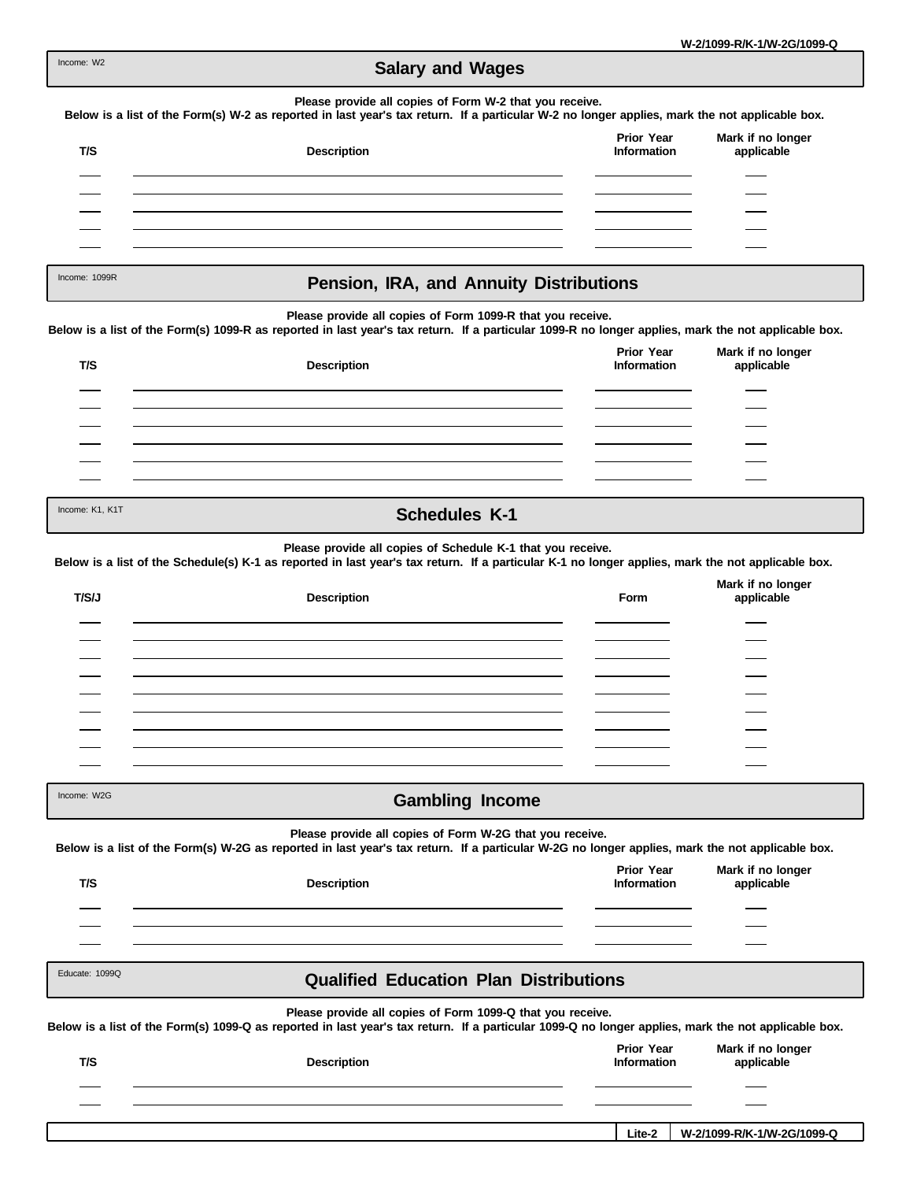Income: W2

## Salary and Wages

**Please provide all copies of Form W-2 that you receive.**
**Below is a list of the Form(s) W-2 as reported in last year's tax return. If a particular W-2 no longer applies, mark the not applicable box.**

| T/S | Description | Prior Year Information | Mark if no longer applicable |
|---|---|---|---|
| | | | |
| | | | |
| | | | |
| | | | |
| | | | |

Income: 1099R

## Pension, IRA, and Annuity Distributions

**Please provide all copies of Form 1099-R that you receive.**
**Below is a list of the Form(s) 1099-R as reported in last year's tax return. If a particular 1099-R no longer applies, mark the not applicable box.**

| T/S | Description | Prior Year Information | Mark if no longer applicable |
|---|---|---|---|
| | | | |
| | | | |
| | | | |
| | | | |
| | | | |
| | | | |

Income: K1, K1T

## Schedules K-1

**Please provide all copies of Schedule K-1 that you receive.**
**Below is a list of the Schedule(s) K-1 as reported in last year's tax return. If a particular K-1 no longer applies, mark the not applicable box.**

| T/S/J | Description | Form | Mark if no longer applicable |
|---|---|---|---|
| | | | |
| | | | |
| | | | |
| | | | |
| | | | |
| | | | |
| | | | |
| | | | |
| | | | |

Income: W2G

## Gambling Income

**Please provide all copies of Form W-2G that you receive.**
**Below is a list of the Form(s) W-2G as reported in last year's tax return. If a particular W-2G no longer applies, mark the not applicable box.**

| T/S | Description | Prior Year Information | Mark if no longer applicable |
|---|---|---|---|
| | | | |
| | | | |
| | | | |

Educate: 1099Q

## Qualified Education Plan Distributions

**Please provide all copies of Form 1099-Q that you receive.**
**Below is a list of the Form(s) 1099-Q as reported in last year's tax return. If a particular 1099-Q no longer applies, mark the not applicable box.**

| T/S | Description | Prior Year Information | Mark if no longer applicable |
|---|---|---|---|
| | | | |
| | | | |

Lite-2 W-2/1099-R/K-1/W-2G/1099-Q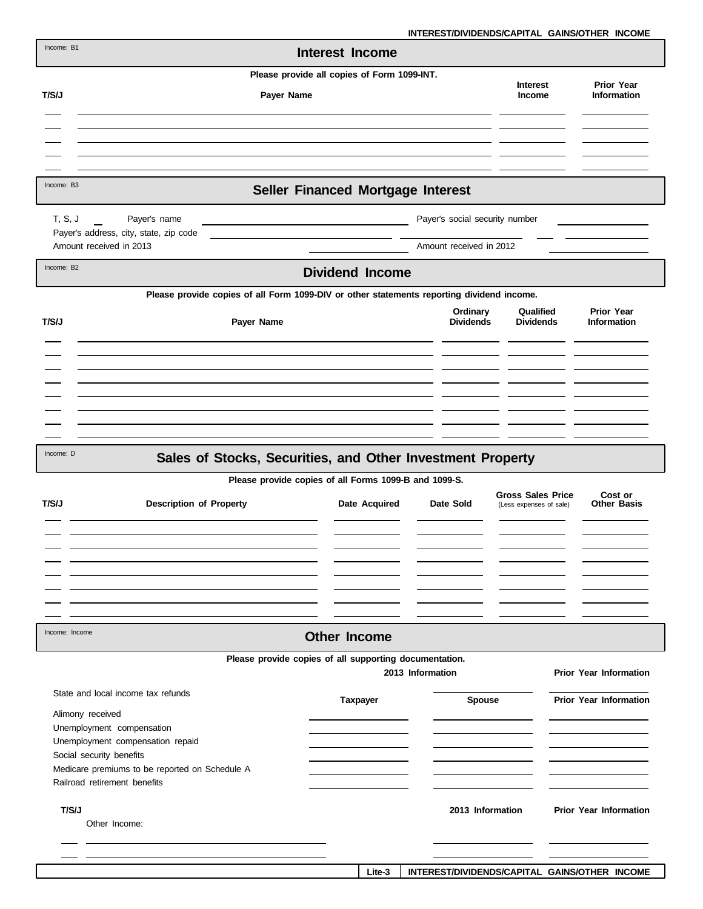Income: B1

## Interest Income

**Please provide all copies of Form 1099-INT.**

| T/S/J | Payer Name | Interest Income | Prior Year Information |
|---|---|---|---|
| | | | |
| | | | |
| | | | |
| | | | |
| | | | |

Income: B3

## Seller Financed Mortgage Interest

T, S, J ___ Payer's name ______________________ Payer's social security number ______________

Payer's address, city, state, zip code ______________________

Amount received in 2013 ______________ Amount received in 2012 ______________

Income: B2

## Dividend Income

**Please provide copies of all Form 1099-DIV or other statements reporting dividend income.**

| T/S/J | Payer Name | Ordinary Dividends | Qualified Dividends | Prior Year Information |
|---|---|---|---|---|
| | | | | |
| | | | | |
| | | | | |
| | | | | |
| | | | | |
| | | | | |
| | | | | |
| | | | | |

Income: D

## Sales of Stocks, Securities, and Other Investment Property

**Please provide copies of all Forms 1099-B and 1099-S.**

| T/S/J | Description of Property | Date Acquired | Date Sold | Gross Sales Price (Less expenses of sale) | Cost or Other Basis |
|---|---|---|---|---|---|
| | | | | | |
| | | | | | |
| | | | | | |
| | | | | | |
| | | | | | |
| | | | | | |
| | | | | | |
| | | | | | |

Income: Income

## Other Income

**Please provide copies of all supporting documentation.**

| | 2013 Information | | Prior Year Information |
|---|---|---|---|
| State and local income tax refunds | | | |
| | **Taxpayer** | **Spouse** | **Prior Year Information** |
| Alimony received | | | |
| Unemployment compensation | | | |
| Unemployment compensation repaid | | | |
| Social security benefits | | | |
| Medicare premiums to be reported on Schedule A | | | |
| Railroad retirement benefits | | | |

| T/S/J | Other Income: | 2013 Information | Prior Year Information |
|---|---|---|---|
| | | | |
| | | | |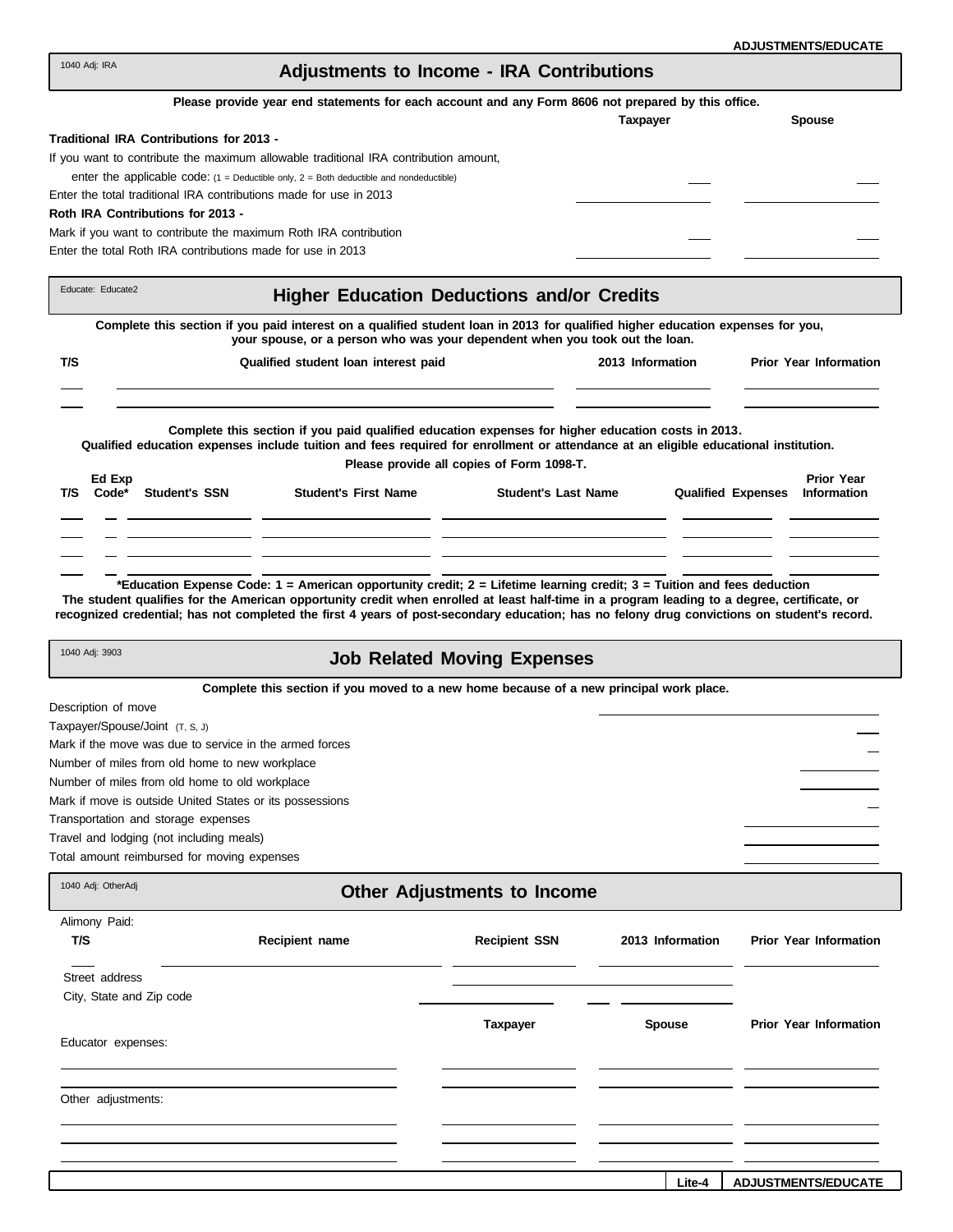1040 Adj: IRA

## Adjustments to Income - IRA Contributions

**Please provide year end statements for each account and any Form 8606 not prepared by this office.**

| | Taxpayer | Spouse |
|---|---|---|
| **Traditional IRA Contributions for 2013 -** | | |
| If you want to contribute the maximum allowable traditional IRA contribution amount, enter the applicable code: (1 = Deductible only, 2 = Both deductible and nondeductible) | | |
| Enter the total traditional IRA contributions made for use in 2013 | | |
| **Roth IRA Contributions for 2013 -** | | |
| Mark if you want to contribute the maximum Roth IRA contribution | | |
| Enter the total Roth IRA contributions made for use in 2013 | | |

Educate: Educate2

## Higher Education Deductions and/or Credits

**Complete this section if you paid interest on a qualified student loan in 2013 for qualified higher education expenses for you, your spouse, or a person who was your dependent when you took out the loan.**

| T/S | Qualified student loan interest paid | 2013 Information | Prior Year Information |
|---|---|---|---|
| | | | |
| | | | |

**Complete this section if you paid qualified education expenses for higher education costs in 2013. Qualified education expenses include tuition and fees required for enrollment or attendance at an eligible educational institution.**

**Please provide all copies of Form 1098-T.**

| T/S | Ed Exp Code* | Student's SSN | Student's First Name | Student's Last Name | Qualified Expenses | Prior Year Information |
|---|---|---|---|---|---|---|
| | | | | | | |
| | | | | | | |
| | | | | | | |
| | | | | | | |

**\*Education Expense Code: 1 = American opportunity credit; 2 = Lifetime learning credit; 3 = Tuition and fees deduction**
**The student qualifies for the American opportunity credit when enrolled at least half-time in a program leading to a degree, certificate, or recognized credential; has not completed the first 4 years of post-secondary education; has no felony drug convictions on student's record.**

1040 Adj: 3903

## Job Related Moving Expenses

**Complete this section if you moved to a new home because of a new principal work place.**

| | |
|---|---|
| Description of move | |
| Taxpayer/Spouse/Joint (T, S, J) | |
| Mark if the move was due to service in the armed forces | |
| Number of miles from old home to new workplace | |
| Number of miles from old home to old workplace | |
| Mark if move is outside United States or its possessions | |
| Transportation and storage expenses | |
| Travel and lodging (not including meals) | |
| Total amount reimbursed for moving expenses | |

1040 Adj: OtherAdj

## Other Adjustments to Income

Alimony Paid:

| T/S | Recipient name | Recipient SSN | 2013 Information | Prior Year Information |
|---|---|---|---|---|
| | | | | |

Street address

City, State and Zip code

| | Taxpayer | Spouse | Prior Year Information |
|---|---|---|---|
| Educator expenses: | | | |
| | | | |
| | | | |
| Other adjustments: | | | |
| | | | |
| | | | |
| | | | |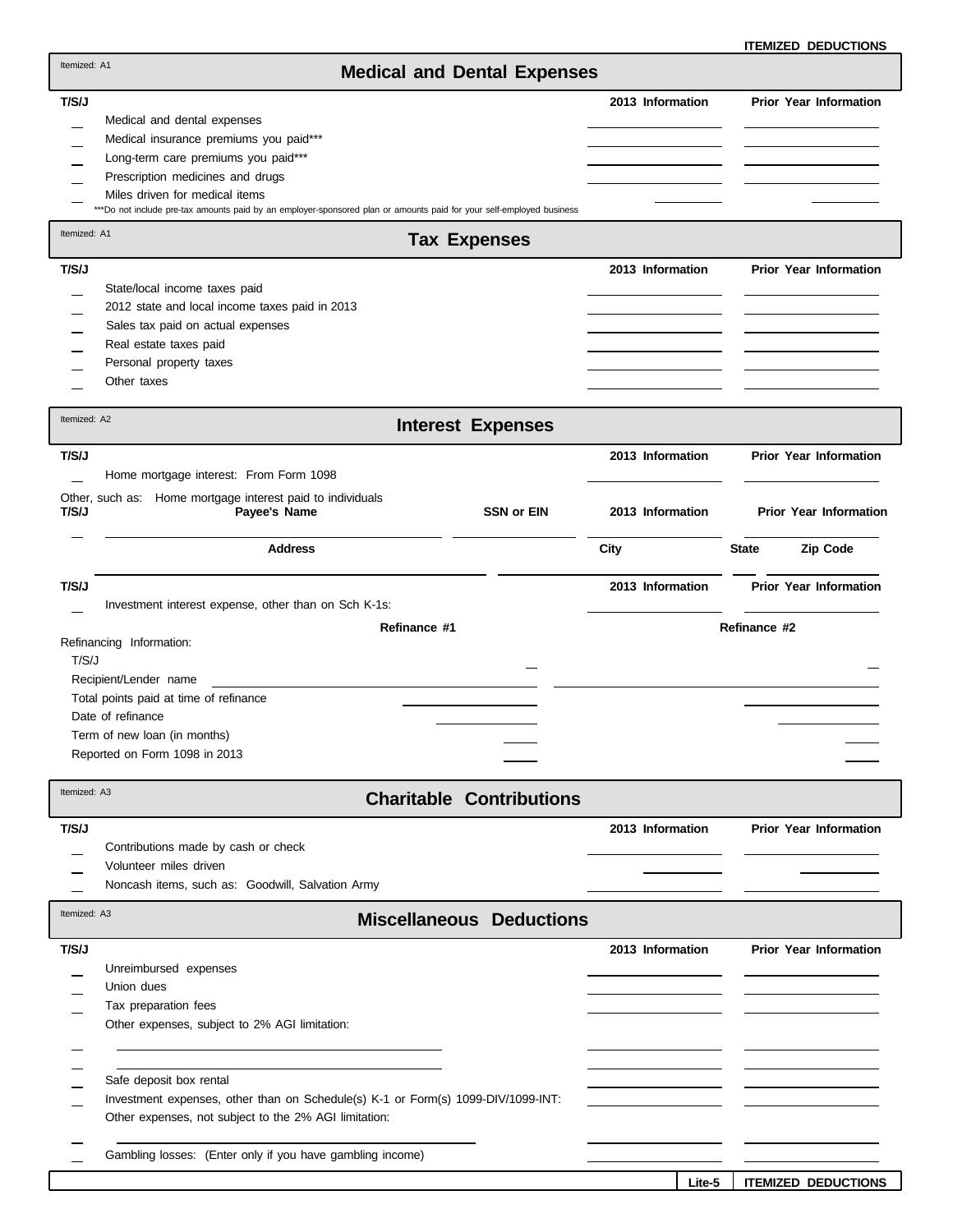ITEMIZED DEDUCTIONS

Itemized: A1

## Medical and Dental Expenses

| T/S/J | | 2013 Information | Prior Year Information |
|---|---|---|---|
| | Medical and dental expenses | | |
| | Medical insurance premiums you paid*** | | |
| | Long-term care premiums you paid*** | | |
| | Prescription medicines and drugs | | |
| | Miles driven for medical items | | |

***Do not include pre-tax amounts paid by an employer-sponsored plan or amounts paid for your self-employed business

Itemized: A1

## Tax Expenses

| T/S/J | | 2013 Information | Prior Year Information |
|---|---|---|---|
| | State/local income taxes paid | | |
| | 2012 state and local income taxes paid in 2013 | | |
| | Sales tax paid on actual expenses | | |
| | Real estate taxes paid | | |
| | Personal property taxes | | |
| | Other taxes | | |

Itemized: A2

## Interest Expenses

| T/S/J | | 2013 Information | Prior Year Information |
|---|---|---|---|
| | Home mortgage interest: From Form 1098 | | |

Other, such as: Home mortgage interest paid to individuals

| T/S/J | Payee's Name | SSN or EIN | 2013 Information | Prior Year Information |
|---|---|---|---|---|
| | | | | |

| Address | City | State | Zip Code |
|---|---|---|---|
| | | | |

| T/S/J | | 2013 Information | Prior Year Information |
|---|---|---|---|
| | Investment interest expense, other than on Sch K-1s: | | |

Refinancing Information:

| | Refinance #1 | Refinance #2 |
|---|---|---|
| T/S/J | | |
| Recipient/Lender name | | |
| Total points paid at time of refinance | | |
| Date of refinance | | |
| Term of new loan (in months) | | |
| Reported on Form 1098 in 2013 | | |

Itemized: A3

## Charitable Contributions

| T/S/J | | 2013 Information | Prior Year Information |
|---|---|---|---|
| | Contributions made by cash or check | | |
| | Volunteer miles driven | | |
| | Noncash items, such as: Goodwill, Salvation Army | | |

Itemized: A3

## Miscellaneous Deductions

| T/S/J | | 2013 Information | Prior Year Information |
|---|---|---|---|
| | Unreimbursed expenses | | |
| | Union dues | | |
| | Tax preparation fees | | |
| | Other expenses, subject to 2% AGI limitation: | | |
| | | | |
| | | | |
| | Safe deposit box rental | | |
| | Investment expenses, other than on Schedule(s) K-1 or Form(s) 1099-DIV/1099-INT: | | |
| | Other expenses, not subject to the 2% AGI limitation: | | |
| | | | |
| | Gambling losses: (Enter only if you have gambling income) | | |

Lite-5 ITEMIZED DEDUCTIONS